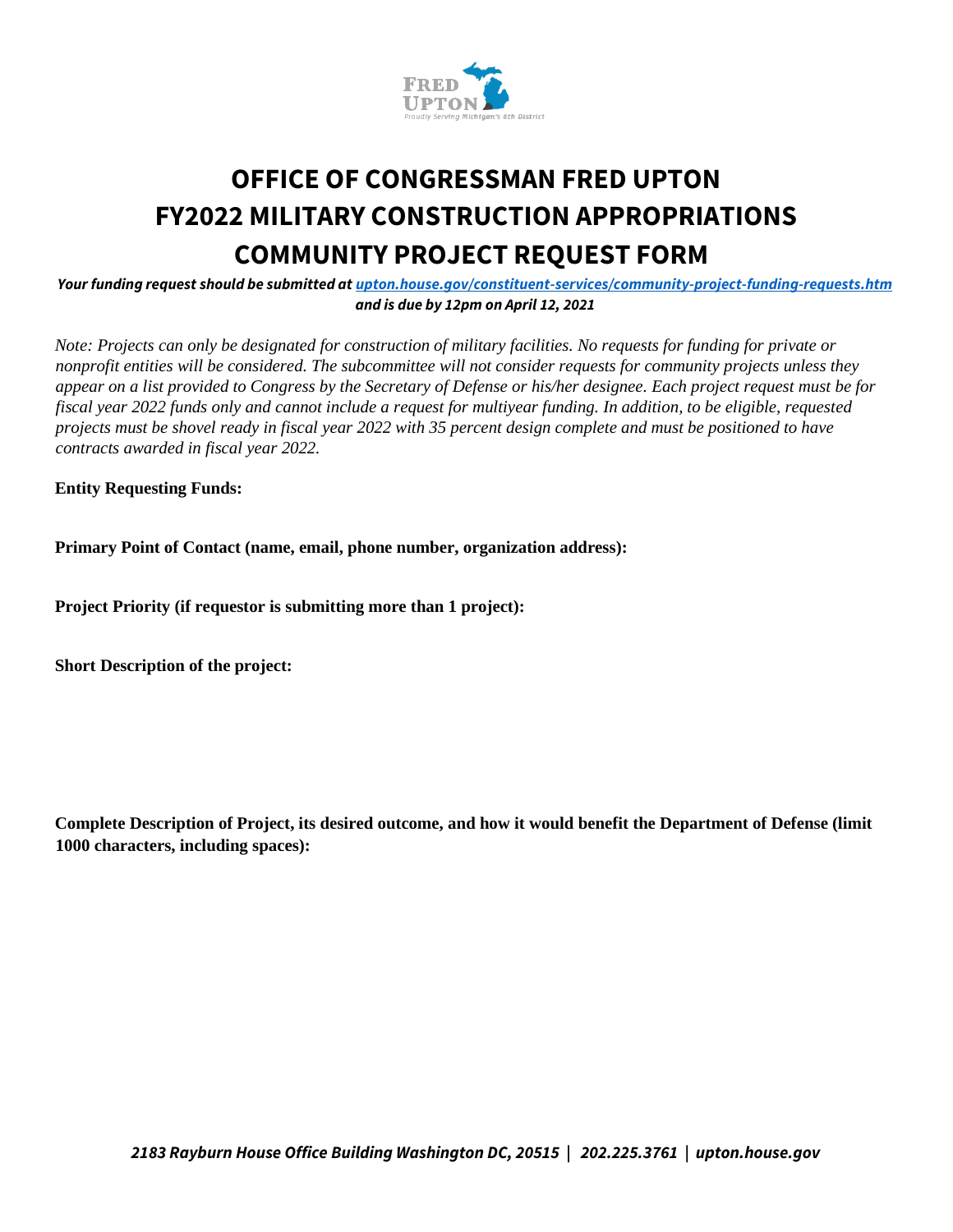# OFFICE OF CONGRESSMAN FRED UPTON
# FY2022 MILITARY CONSTRUCTION APPROPRIATIONS
# COMMUNITY PROJECT REQUEST FORM

***Your funding request should be submitted at [upton.house.gov/constituent-services/community-project-funding-requests.htm](upton.house.gov/constituent-services/community-project-funding-requests.htm) and is due by 12pm on April 12, 2021***

*Note: Projects can only be designated for construction of military facilities. No requests for funding for private or nonprofit entities will be considered. The subcommittee will not consider requests for community projects unless they appear on a list provided to Congress by the Secretary of Defense or his/her designee. Each project request must be for fiscal year 2022 funds only and cannot include a request for multiyear funding. In addition, to be eligible, requested projects must be shovel ready in fiscal year 2022 with 35 percent design complete and must be positioned to have contracts awarded in fiscal year 2022.*

**Entity Requesting Funds:**

**Primary Point of Contact (name, email, phone number, organization address):**

**Project Priority (if requestor is submitting more than 1 project):**

**Short Description of the project:**

**Complete Description of Project, its desired outcome, and how it would benefit the Department of Defense (limit 1000 characters, including spaces):**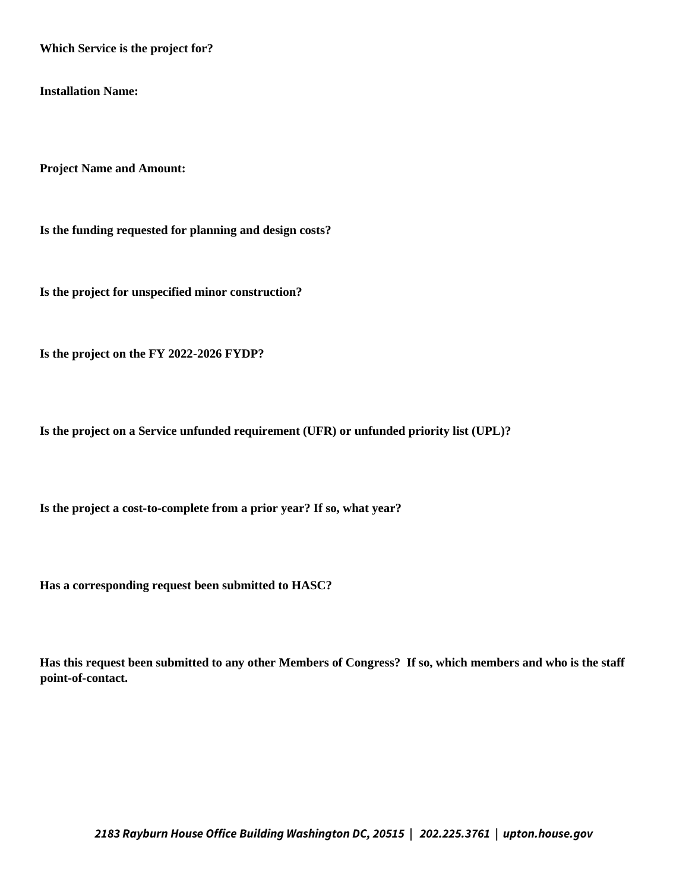**Which Service is the project for?**

**Installation Name:**

**Project Name and Amount:**

**Is the funding requested for planning and design costs?**

**Is the project for unspecified minor construction?**

**Is the project on the FY 2022-2026 FYDP?**

**Is the project on a Service unfunded requirement (UFR) or unfunded priority list (UPL)?**

**Is the project a cost-to-complete from a prior year? If so, what year?**

**Has a corresponding request been submitted to HASC?**

**Has this request been submitted to any other Members of Congress? If so, which members and who is the staff point-of-contact.**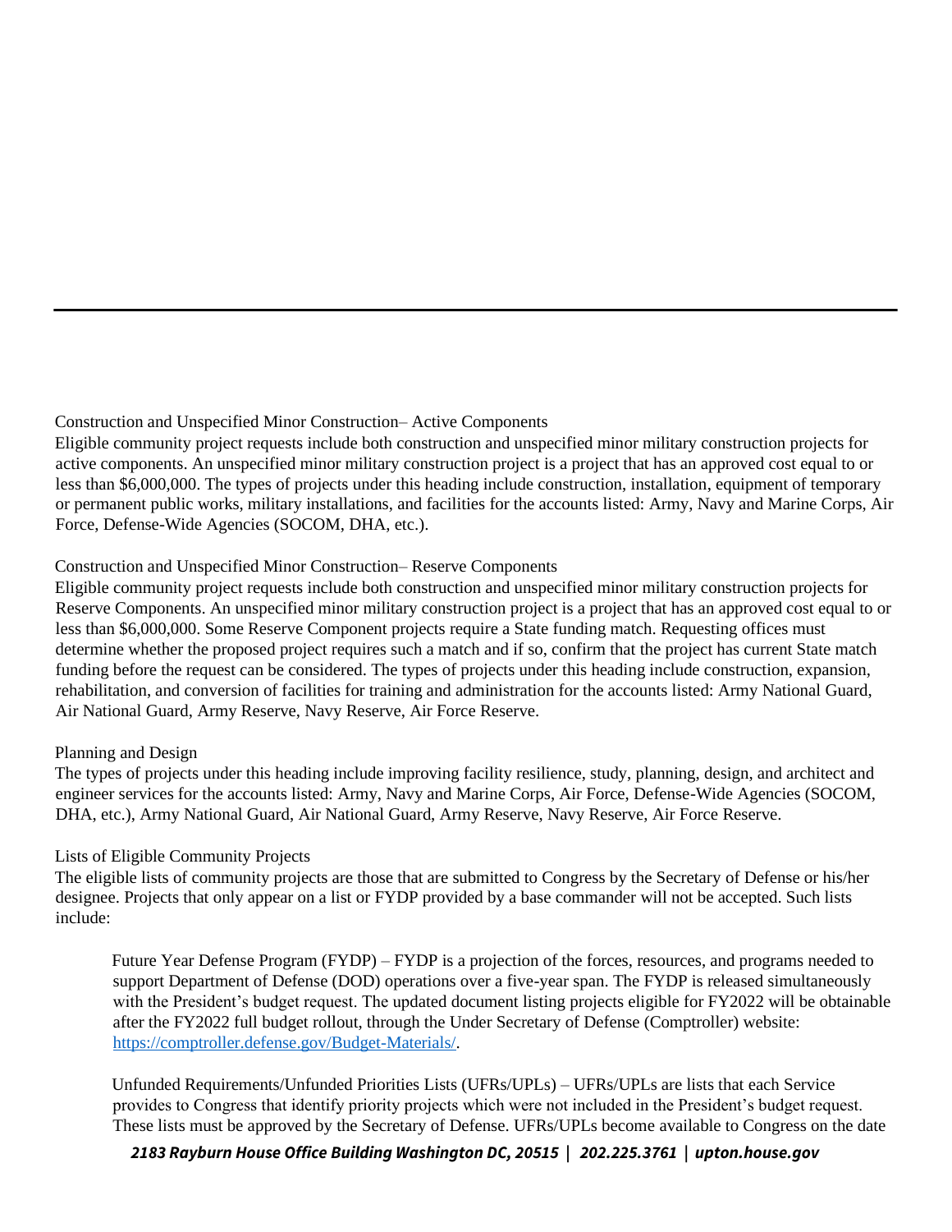### Construction and Unspecified Minor Construction– Active Components

Eligible community project requests include both construction and unspecified minor military construction projects for active components. An unspecified minor military construction project is a project that has an approved cost equal to or less than $6,000,000. The types of projects under this heading include construction, installation, equipment of temporary or permanent public works, military installations, and facilities for the accounts listed: Army, Navy and Marine Corps, Air Force, Defense-Wide Agencies (SOCOM, DHA, etc.).

### Construction and Unspecified Minor Construction– Reserve Components

Eligible community project requests include both construction and unspecified minor military construction projects for Reserve Components. An unspecified minor military construction project is a project that has an approved cost equal to or less than $6,000,000. Some Reserve Component projects require a State funding match. Requesting offices must determine whether the proposed project requires such a match and if so, confirm that the project has current State match funding before the request can be considered. The types of projects under this heading include construction, expansion, rehabilitation, and conversion of facilities for training and administration for the accounts listed: Army National Guard, Air National Guard, Army Reserve, Navy Reserve, Air Force Reserve.

### Planning and Design

The types of projects under this heading include improving facility resilience, study, planning, design, and architect and engineer services for the accounts listed: Army, Navy and Marine Corps, Air Force, Defense-Wide Agencies (SOCOM, DHA, etc.), Army National Guard, Air National Guard, Army Reserve, Navy Reserve, Air Force Reserve.

### Lists of Eligible Community Projects

The eligible lists of community projects are those that are submitted to Congress by the Secretary of Defense or his/her designee. Projects that only appear on a list or FYDP provided by a base commander will not be accepted. Such lists include:

Future Year Defense Program (FYDP) – FYDP is a projection of the forces, resources, and programs needed to support Department of Defense (DOD) operations over a five-year span. The FYDP is released simultaneously with the President's budget request. The updated document listing projects eligible for FY2022 will be obtainable after the FY2022 full budget rollout, through the Under Secretary of Defense (Comptroller) website: [https://comptroller.defense.gov/Budget-Materials/](https://comptroller.defense.gov/Budget-Materials/).

Unfunded Requirements/Unfunded Priorities Lists (UFRs/UPLs) – UFRs/UPLs are lists that each Service provides to Congress that identify priority projects which were not included in the President's budget request. These lists must be approved by the Secretary of Defense. UFRs/UPLs become available to Congress on the date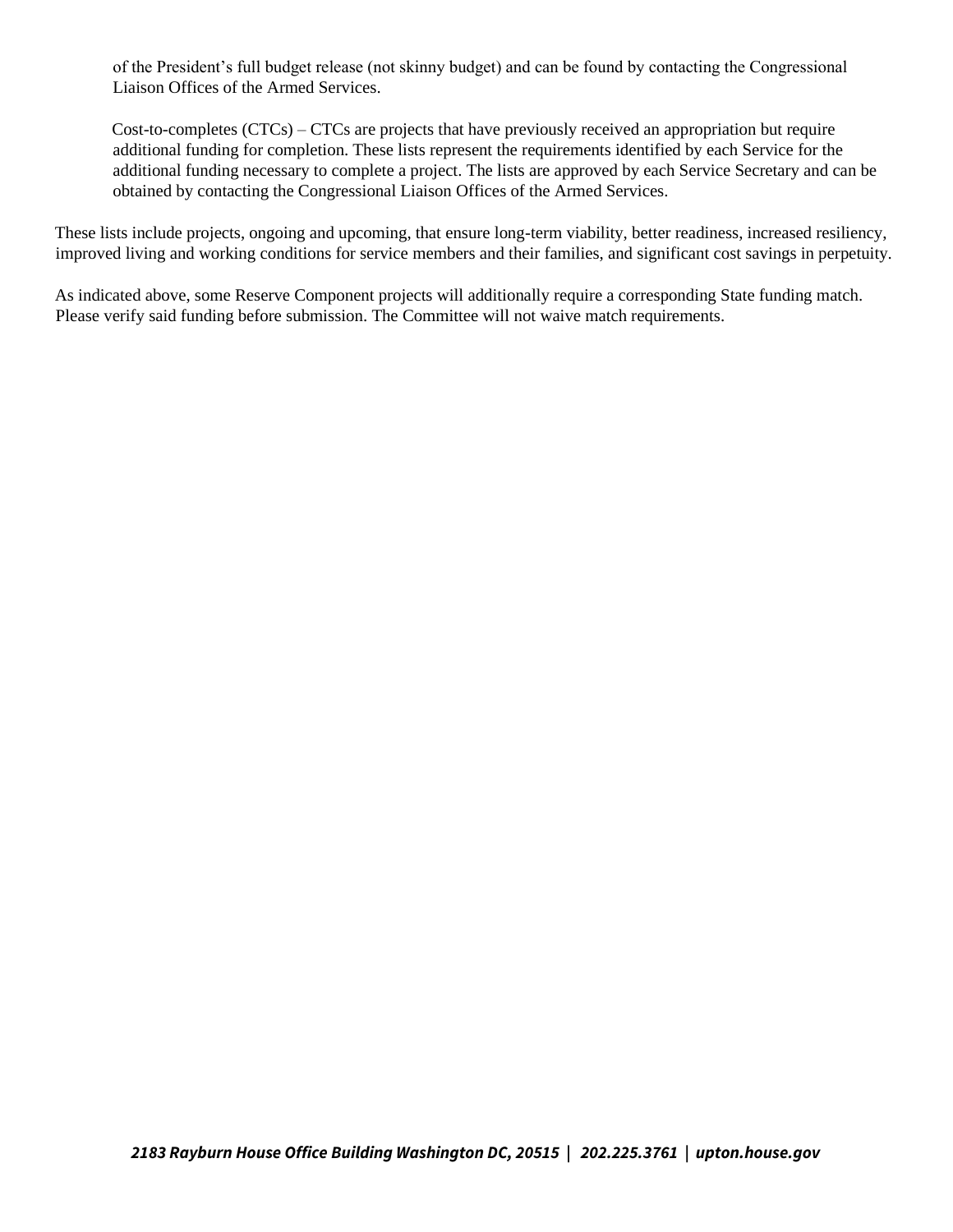of the President's full budget release (not skinny budget) and can be found by contacting the Congressional Liaison Offices of the Armed Services.

Cost-to-completes (CTCs) – CTCs are projects that have previously received an appropriation but require additional funding for completion. These lists represent the requirements identified by each Service for the additional funding necessary to complete a project. The lists are approved by each Service Secretary and can be obtained by contacting the Congressional Liaison Offices of the Armed Services.

These lists include projects, ongoing and upcoming, that ensure long-term viability, better readiness, increased resiliency, improved living and working conditions for service members and their families, and significant cost savings in perpetuity.

As indicated above, some Reserve Component projects will additionally require a corresponding State funding match. Please verify said funding before submission. The Committee will not waive match requirements.